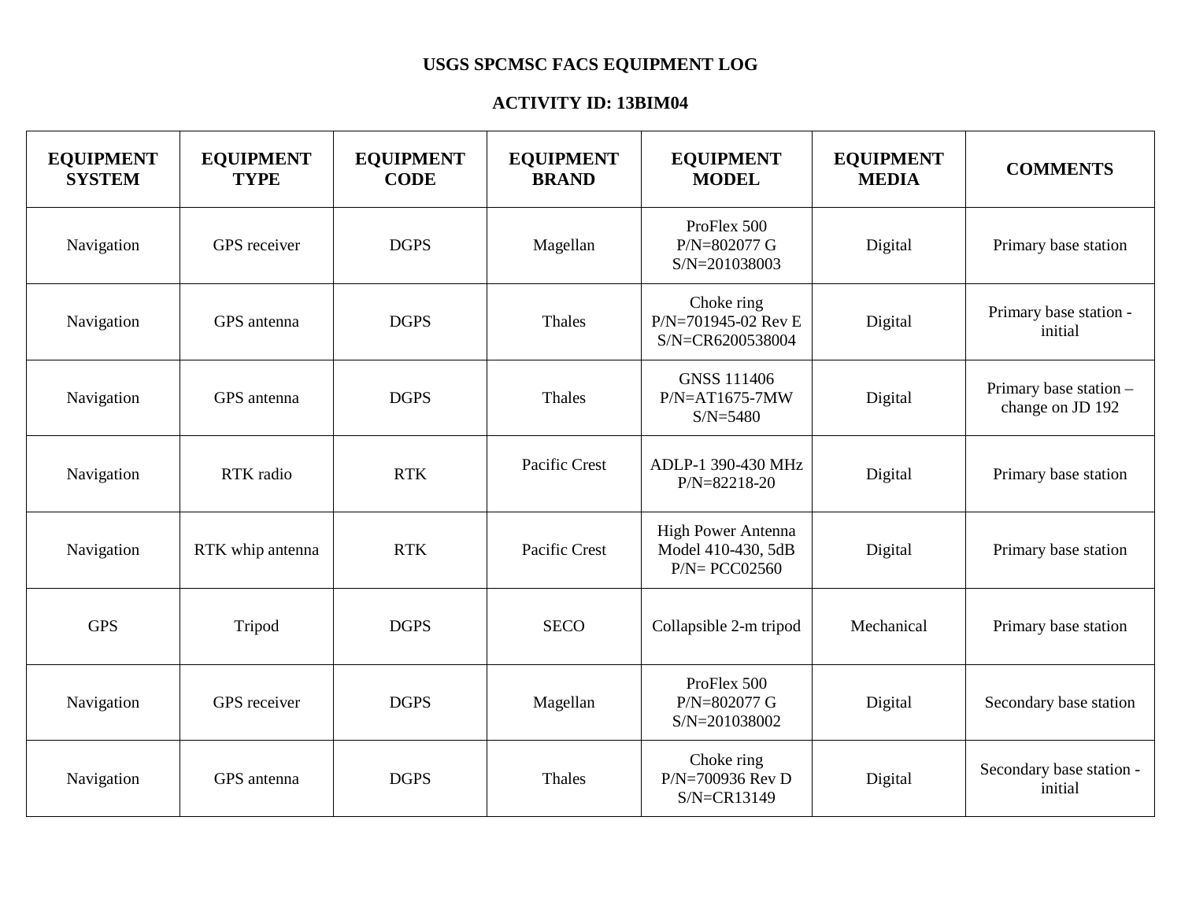# USGS SPCMSC FACS EQUIPMENT LOG

## ACTIVITY ID: 13BIM04

| EQUIPMENT SYSTEM | EQUIPMENT TYPE | EQUIPMENT CODE | EQUIPMENT BRAND | EQUIPMENT MODEL | EQUIPMENT MEDIA | COMMENTS |
|---|---|---|---|---|---|---|
| Navigation | GPS receiver | DGPS | Magellan | ProFlex 500 P/N=802077 G S/N=201038003 | Digital | Primary base station |
| Navigation | GPS antenna | DGPS | Thales | Choke ring P/N=701945-02 Rev E S/N=CR6200538004 | Digital | Primary base station - initial |
| Navigation | GPS antenna | DGPS | Thales | GNSS 111406 P/N=AT1675-7MW S/N=5480 | Digital | Primary base station – change on JD 192 |
| Navigation | RTK radio | RTK | Pacific Crest | ADLP-1 390-430 MHz P/N=82218-20 | Digital | Primary base station |
| Navigation | RTK whip antenna | RTK | Pacific Crest | High Power Antenna Model 410-430, 5dB P/N= PCC02560 | Digital | Primary base station |
| GPS | Tripod | DGPS | SECO | Collapsible 2-m tripod | Mechanical | Primary base station |
| Navigation | GPS receiver | DGPS | Magellan | ProFlex 500 P/N=802077 G S/N=201038002 | Digital | Secondary base station |
| Navigation | GPS antenna | DGPS | Thales | Choke ring P/N=700936 Rev D S/N=CR13149 | Digital | Secondary base station - initial |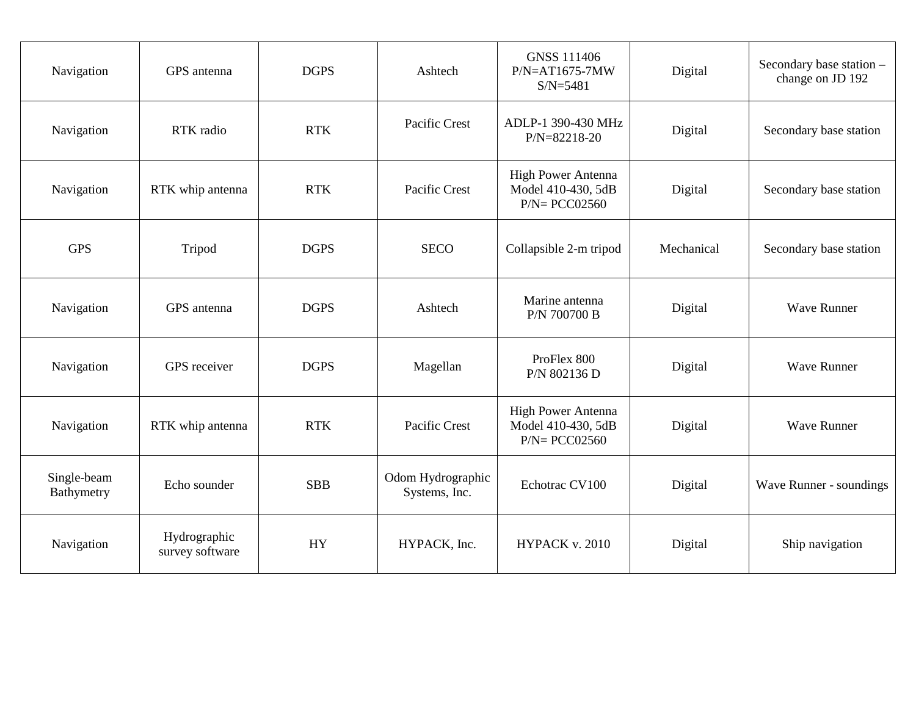| | | | | | | |
|---|---|---|---|---|---|---|
| Navigation | GPS antenna | DGPS | Ashtech | GNSS 111406 P/N=AT1675-7MW S/N=5481 | Digital | Secondary base station – change on JD 192 |
| Navigation | RTK radio | RTK | Pacific Crest | ADLP-1 390-430 MHz P/N=82218-20 | Digital | Secondary base station |
| Navigation | RTK whip antenna | RTK | Pacific Crest | High Power Antenna Model 410-430, 5dB P/N= PCC02560 | Digital | Secondary base station |
| GPS | Tripod | DGPS | SECO | Collapsible 2-m tripod | Mechanical | Secondary base station |
| Navigation | GPS antenna | DGPS | Ashtech | Marine antenna P/N 700700 B | Digital | Wave Runner |
| Navigation | GPS receiver | DGPS | Magellan | ProFlex 800 P/N 802136 D | Digital | Wave Runner |
| Navigation | RTK whip antenna | RTK | Pacific Crest | High Power Antenna Model 410-430, 5dB P/N= PCC02560 | Digital | Wave Runner |
| Single-beam Bathymetry | Echo sounder | SBB | Odom Hydrographic Systems, Inc. | Echotrac CV100 | Digital | Wave Runner - soundings |
| Navigation | Hydrographic survey software | HY | HYPACK, Inc. | HYPACK v. 2010 | Digital | Ship navigation |